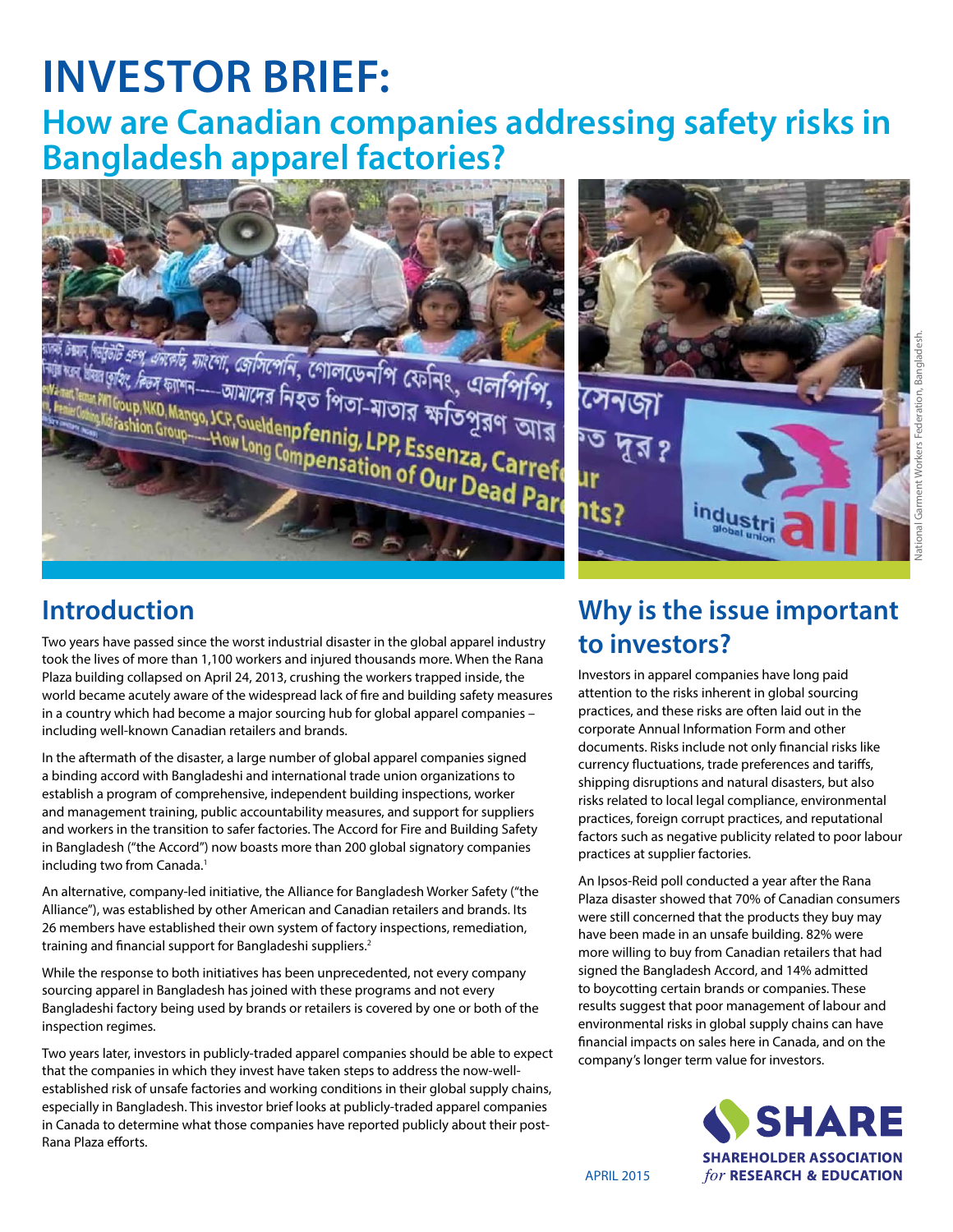# INVESTOR BRIEF:

## How are Canadian companies addressing safety risks in Bangladesh apparel factories?

National Garment Workers Federation, Bangladesh.

## Introduction

Two years have passed since the worst industrial disaster in the global apparel industry took the lives of more than 1,100 workers and injured thousands more. When the Rana Plaza building collapsed on April 24, 2013, crushing the workers trapped inside, the world became acutely aware of the widespread lack of fire and building safety measures in a country which had become a major sourcing hub for global apparel companies – including well-known Canadian retailers and brands.

In the aftermath of the disaster, a large number of global apparel companies signed a binding accord with Bangladeshi and international trade union organizations to establish a program of comprehensive, independent building inspections, worker and management training, public accountability measures, and support for suppliers and workers in the transition to safer factories. The Accord for Fire and Building Safety in Bangladesh ("the Accord") now boasts more than 200 global signatory companies including two from Canada.[1]

An alternative, company-led initiative, the Alliance for Bangladesh Worker Safety ("the Alliance"), was established by other American and Canadian retailers and brands. Its 26 members have established their own system of factory inspections, remediation, training and financial support for Bangladeshi suppliers.[2]

While the response to both initiatives has been unprecedented, not every company sourcing apparel in Bangladesh has joined with these programs and not every Bangladeshi factory being used by brands or retailers is covered by one or both of the inspection regimes.

Two years later, investors in publicly-traded apparel companies should be able to expect that the companies in which they invest have taken steps to address the now-well-established risk of unsafe factories and working conditions in their global supply chains, especially in Bangladesh. This investor brief looks at publicly-traded apparel companies in Canada to determine what those companies have reported publicly about their post-Rana Plaza efforts.

## Why is the issue important to investors?

Investors in apparel companies have long paid attention to the risks inherent in global sourcing practices, and these risks are often laid out in the corporate Annual Information Form and other documents. Risks include not only financial risks like currency fluctuations, trade preferences and tariffs, shipping disruptions and natural disasters, but also risks related to local legal compliance, environmental practices, foreign corrupt practices, and reputational factors such as negative publicity related to poor labour practices at supplier factories.

An Ipsos-Reid poll conducted a year after the Rana Plaza disaster showed that 70% of Canadian consumers were still concerned that the products they buy may have been made in an unsafe building. 82% were more willing to buy from Canadian retailers that had signed the Bangladesh Accord, and 14% admitted to boycotting certain brands or companies. These results suggest that poor management of labour and environmental risks in global supply chains can have financial impacts on sales here in Canada, and on the company's longer term value for investors.

APRIL 2015

SHARE
SHAREHOLDER ASSOCIATION *for* RESEARCH & EDUCATION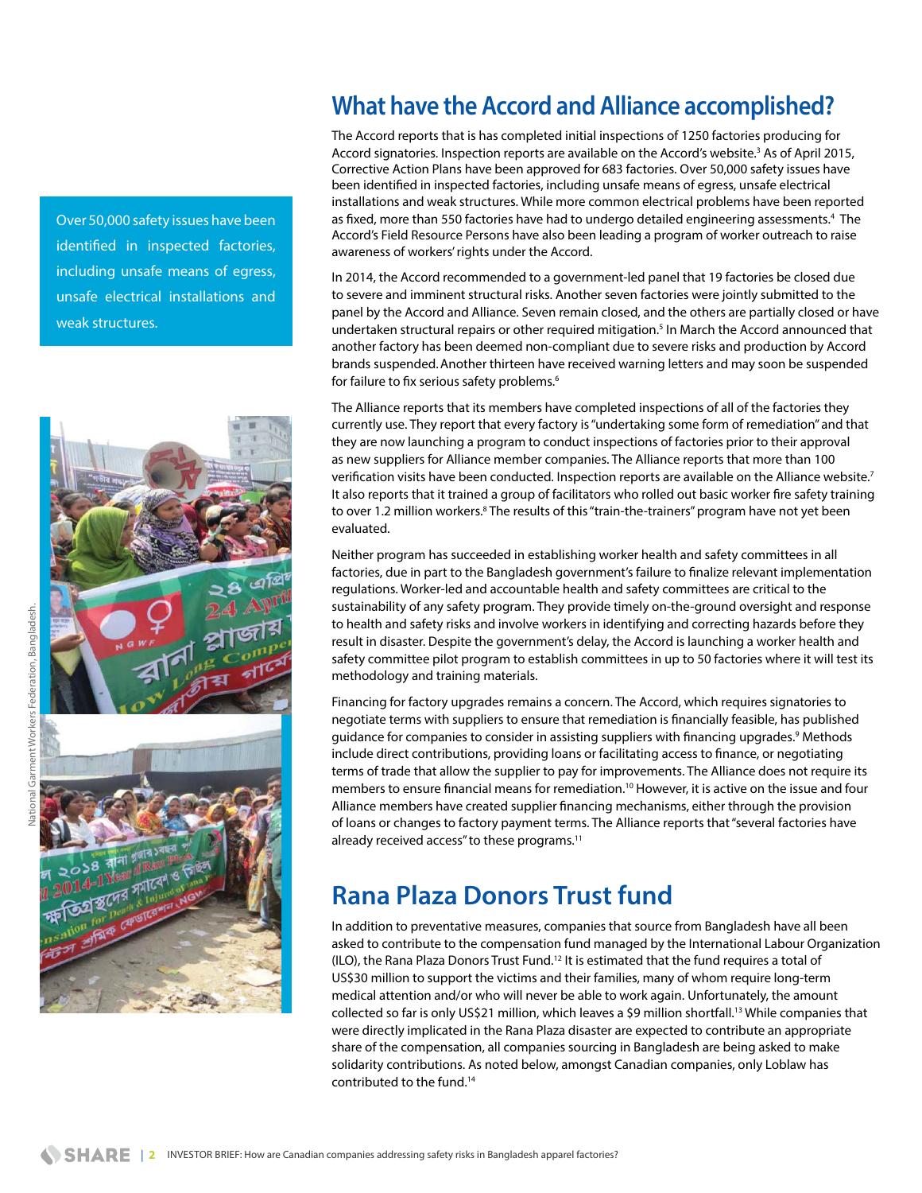## What have the Accord and Alliance accomplished?

The Accord reports that is has completed initial inspections of 1250 factories producing for Accord signatories. Inspection reports are available on the Accord's website.[3] As of April 2015, Corrective Action Plans have been approved for 683 factories. Over 50,000 safety issues have been identified in inspected factories, including unsafe means of egress, unsafe electrical installations and weak structures. While more common electrical problems have been reported as fixed, more than 550 factories have had to undergo detailed engineering assessments.[4] The Accord's Field Resource Persons have also been leading a program of worker outreach to raise awareness of workers' rights under the Accord.

Over 50,000 safety issues have been identified in inspected factories, including unsafe means of egress, unsafe electrical installations and weak structures.

In 2014, the Accord recommended to a government-led panel that 19 factories be closed due to severe and imminent structural risks. Another seven factories were jointly submitted to the panel by the Accord and Alliance. Seven remain closed, and the others are partially closed or have undertaken structural repairs or other required mitigation.[5] In March the Accord announced that another factory has been deemed non-compliant due to severe risks and production by Accord brands suspended. Another thirteen have received warning letters and may soon be suspended for failure to fix serious safety problems.[6]

The Alliance reports that its members have completed inspections of all of the factories they currently use. They report that every factory is "undertaking some form of remediation" and that they are now launching a program to conduct inspections of factories prior to their approval as new suppliers for Alliance member companies. The Alliance reports that more than 100 verification visits have been conducted. Inspection reports are available on the Alliance website.[7] It also reports that it trained a group of facilitators who rolled out basic worker fire safety training to over 1.2 million workers.[8] The results of this "train-the-trainers" program have not yet been evaluated.

Neither program has succeeded in establishing worker health and safety committees in all factories, due in part to the Bangladesh government's failure to finalize relevant implementation regulations. Worker-led and accountable health and safety committees are critical to the sustainability of any safety program. They provide timely on-the-ground oversight and response to health and safety risks and involve workers in identifying and correcting hazards before they result in disaster. Despite the government's delay, the Accord is launching a worker health and safety committee pilot program to establish committees in up to 50 factories where it will test its methodology and training materials.

Financing for factory upgrades remains a concern. The Accord, which requires signatories to negotiate terms with suppliers to ensure that remediation is financially feasible, has published guidance for companies to consider in assisting suppliers with financing upgrades.[9] Methods include direct contributions, providing loans or facilitating access to finance, or negotiating terms of trade that allow the supplier to pay for improvements. The Alliance does not require its members to ensure financial means for remediation.[10] However, it is active on the issue and four Alliance members have created supplier financing mechanisms, either through the provision of loans or changes to factory payment terms. The Alliance reports that "several factories have already received access" to these programs.[11]

National Garment Workers Federation, Bangladesh.

## Rana Plaza Donors Trust fund

In addition to preventative measures, companies that source from Bangladesh have all been asked to contribute to the compensation fund managed by the International Labour Organization (ILO), the Rana Plaza Donors Trust Fund.[12] It is estimated that the fund requires a total of US$30 million to support the victims and their families, many of whom require long-term medical attention and/or who will never be able to work again. Unfortunately, the amount collected so far is only US$21 million, which leaves a $9 million shortfall.[13] While companies that were directly implicated in the Rana Plaza disaster are expected to contribute an appropriate share of the compensation, all companies sourcing in Bangladesh are being asked to make solidarity contributions. As noted below, amongst Canadian companies, only Loblaw has contributed to the fund.[14]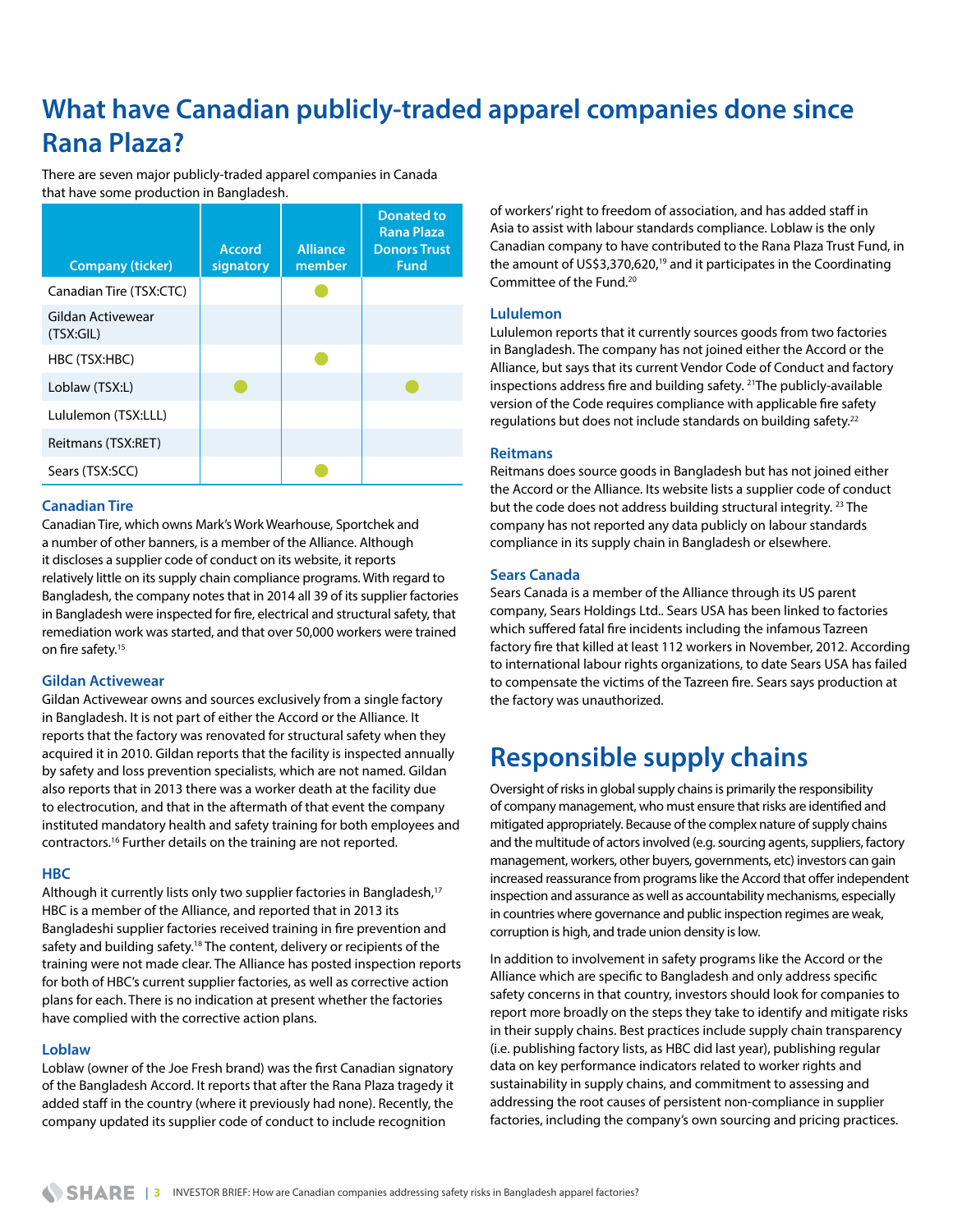# What have Canadian publicly-traded apparel companies done since Rana Plaza?

There are seven major publicly-traded apparel companies in Canada that have some production in Bangladesh.

| Company (ticker) | Accord signatory | Alliance member | Donated to Rana Plaza Donors Trust Fund |
|---|---|---|---|
| Canadian Tire (TSX:CTC) | | ● | |
| Gildan Activewear (TSX:GIL) | | | |
| HBC (TSX:HBC) | | ● | |
| Loblaw (TSX:L) | ● | | ● |
| Lululemon (TSX:LLL) | | | |
| Reitmans (TSX:RET) | | | |
| Sears (TSX:SCC) | | ● | |

### Canadian Tire

Canadian Tire, which owns Mark's Work Wearhouse, Sportchek and a number of other banners, is a member of the Alliance. Although it discloses a supplier code of conduct on its website, it reports relatively little on its supply chain compliance programs. With regard to Bangladesh, the company notes that in 2014 all 39 of its supplier factories in Bangladesh were inspected for fire, electrical and structural safety, that remediation work was started, and that over 50,000 workers were trained on fire safety.[15]

### Gildan Activewear

Gildan Activewear owns and sources exclusively from a single factory in Bangladesh. It is not part of either the Accord or the Alliance. It reports that the factory was renovated for structural safety when they acquired it in 2010. Gildan reports that the facility is inspected annually by safety and loss prevention specialists, which are not named. Gildan also reports that in 2013 there was a worker death at the facility due to electrocution, and that in the aftermath of that event the company instituted mandatory health and safety training for both employees and contractors.[16] Further details on the training are not reported.

### HBC

Although it currently lists only two supplier factories in Bangladesh,[17] HBC is a member of the Alliance, and reported that in 2013 its Bangladeshi supplier factories received training in fire prevention and safety and building safety.[18] The content, delivery or recipients of the training were not made clear. The Alliance has posted inspection reports for both of HBC's current supplier factories, as well as corrective action plans for each. There is no indication at present whether the factories have complied with the corrective action plans.

### Loblaw

Loblaw (owner of the Joe Fresh brand) was the first Canadian signatory of the Bangladesh Accord. It reports that after the Rana Plaza tragedy it added staff in the country (where it previously had none). Recently, the company updated its supplier code of conduct to include recognition of workers' right to freedom of association, and has added staff in Asia to assist with labour standards compliance. Loblaw is the only Canadian company to have contributed to the Rana Plaza Trust Fund, in the amount of US$3,370,620,[19] and it participates in the Coordinating Committee of the Fund.[20]

### Lululemon

Lululemon reports that it currently sources goods from two factories in Bangladesh. The company has not joined either the Accord or the Alliance, but says that its current Vendor Code of Conduct and factory inspections address fire and building safety. [21]The publicly-available version of the Code requires compliance with applicable fire safety regulations but does not include standards on building safety.[22]

### Reitmans

Reitmans does source goods in Bangladesh but has not joined either the Accord or the Alliance. Its website lists a supplier code of conduct but the code does not address building structural integrity. [23] The company has not reported any data publicly on labour standards compliance in its supply chain in Bangladesh or elsewhere.

### Sears Canada

Sears Canada is a member of the Alliance through its US parent company, Sears Holdings Ltd.. Sears USA has been linked to factories which suffered fatal fire incidents including the infamous Tazreen factory fire that killed at least 112 workers in November, 2012. According to international labour rights organizations, to date Sears USA has failed to compensate the victims of the Tazreen fire. Sears says production at the factory was unauthorized.

## Responsible supply chains

Oversight of risks in global supply chains is primarily the responsibility of company management, who must ensure that risks are identified and mitigated appropriately. Because of the complex nature of supply chains and the multitude of actors involved (e.g. sourcing agents, suppliers, factory management, workers, other buyers, governments, etc) investors can gain increased reassurance from programs like the Accord that offer independent inspection and assurance as well as accountability mechanisms, especially in countries where governance and public inspection regimes are weak, corruption is high, and trade union density is low.

In addition to involvement in safety programs like the Accord or the Alliance which are specific to Bangladesh and only address specific safety concerns in that country, investors should look for companies to report more broadly on the steps they take to identify and mitigate risks in their supply chains. Best practices include supply chain transparency (i.e. publishing factory lists, as HBC did last year), publishing regular data on key performance indicators related to worker rights and sustainability in supply chains, and commitment to assessing and addressing the root causes of persistent non-compliance in supplier factories, including the company's own sourcing and pricing practices.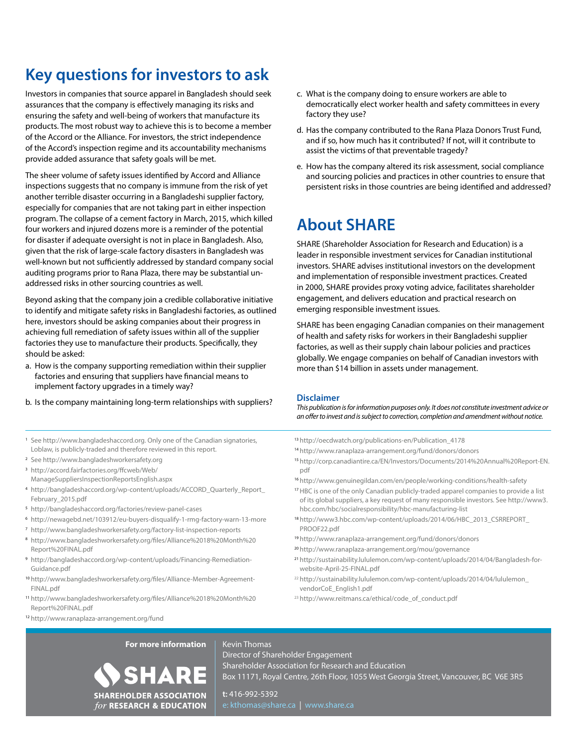## Key questions for investors to ask

Investors in companies that source apparel in Bangladesh should seek assurances that the company is effectively managing its risks and ensuring the safety and well-being of workers that manufacture its products. The most robust way to achieve this is to become a member of the Accord or the Alliance. For investors, the strict independence of the Accord's inspection regime and its accountability mechanisms provide added assurance that safety goals will be met.

The sheer volume of safety issues identified by Accord and Alliance inspections suggests that no company is immune from the risk of yet another terrible disaster occurring in a Bangladeshi supplier factory, especially for companies that are not taking part in either inspection program. The collapse of a cement factory in March, 2015, which killed four workers and injured dozens more is a reminder of the potential for disaster if adequate oversight is not in place in Bangladesh. Also, given that the risk of large-scale factory disasters in Bangladesh was well-known but not sufficiently addressed by standard company social auditing programs prior to Rana Plaza, there may be substantial un-addressed risks in other sourcing countries as well.

Beyond asking that the company join a credible collaborative initiative to identify and mitigate safety risks in Bangladeshi factories, as outlined here, investors should be asking companies about their progress in achieving full remediation of safety issues within all of the supplier factories they use to manufacture their products. Specifically, they should be asked:

a. How is the company supporting remediation within their supplier factories and ensuring that suppliers have financial means to implement factory upgrades in a timely way?

b. Is the company maintaining long-term relationships with suppliers?

c. What is the company doing to ensure workers are able to democratically elect worker health and safety committees in every factory they use?

d. Has the company contributed to the Rana Plaza Donors Trust Fund, and if so, how much has it contributed? If not, will it contribute to assist the victims of that preventable tragedy?

e. How has the company altered its risk assessment, social compliance and sourcing policies and practices in other countries to ensure that persistent risks in those countries are being identified and addressed?

## About SHARE

SHARE (Shareholder Association for Research and Education) is a leader in responsible investment services for Canadian institutional investors. SHARE advises institutional investors on the development and implementation of responsible investment practices. Created in 2000, SHARE provides proxy voting advice, facilitates shareholder engagement, and delivers education and practical research on emerging responsible investment issues.

SHARE has been engaging Canadian companies on their management of health and safety risks for workers in their Bangladeshi supplier factories, as well as their supply chain labour policies and practices globally. We engage companies on behalf of Canadian investors with more than $14 billion in assets under management.

### Disclaimer

*This publication is for information purposes only. It does not constitute investment advice or an offer to invest and is subject to correction, completion and amendment without notice.*

---

[1] See http://www.bangladeshaccord.org. Only one of the Canadian signatories, Loblaw, is publicly-traded and therefore reviewed in this report.

[2] See http://www.bangladeshworkersafety.org

[3] http://accord.fairfactories.org/ffcweb/Web/ManageSuppliersInspectionReportsEnglish.aspx

[4] http://bangladeshaccord.org/wp-content/uploads/ACCORD_Quarterly_Report_February_2015.pdf

[5] http://bangladeshaccord.org/factories/review-panel-cases

[6] http://newagebd.net/103912/eu-buyers-disqualify-1-rmg-factory-warn-13-more

[7] http://www.bangladeshworkersafety.org/factory-list-inspection-reports

[8] http://www.bangladeshworkersafety.org/files/Alliance%2018%20Month%20Report%20FINAL.pdf

[9] http://bangladeshaccord.org/wp-content/uploads/Financing-Remediation-Guidance.pdf

[10] http://www.bangladeshworkersafety.org/files/Alliance-Member-Agreement-FINAL.pdf

[11] http://www.bangladeshworkersafety.org/files/Alliance%2018%20Month%20Report%20FINAL.pdf

[12] http://www.ranaplaza-arrangement.org/fund

[13] http://oecdwatch.org/publications-en/Publication_4178

[14] http://www.ranaplaza-arrangement.org/fund/donors/donors

[15] http://corp.canadiantire.ca/EN/Investors/Documents/2014%20Annual%20Report-EN.pdf

[16] http://www.genuinegildan.com/en/people/working-conditions/health-safety

[17] HBC is one of the only Canadian publicly-traded apparel companies to provide a list of its global suppliers, a key request of many responsible investors. See http://www3.hbc.com/hbc/socialresponsibility/hbc-manufacturing-list

[18] http://www3.hbc.com/wp-content/uploads/2014/06/HBC_2013_CSRREPORT_PROOF22.pdf

[19] http://www.ranaplaza-arrangement.org/fund/donors/donors

[20] http://www.ranaplaza-arrangement.org/mou/governance

[21] http://sustainability.lululemon.com/wp-content/uploads/2014/04/Bangladesh-for-website-April-25-FINAL.pdf

[22] http://sustainability.lululemon.com/wp-content/uploads/2014/04/lululemon_vendorCoE_English1.pdf

[23] http://www.reitmans.ca/ethical/code_of_conduct.pdf

---

**For more information**

SHARE
SHAREHOLDER ASSOCIATION *for* RESEARCH & EDUCATION

Kevin Thomas
Director of Shareholder Engagement
Shareholder Association for Research and Education
Box 11171, Royal Centre, 26th Floor, 1055 West Georgia Street, Vancouver, BC V6E 3R5

**t:** 416-992-5392
e: kthomas@share.ca | www.share.ca